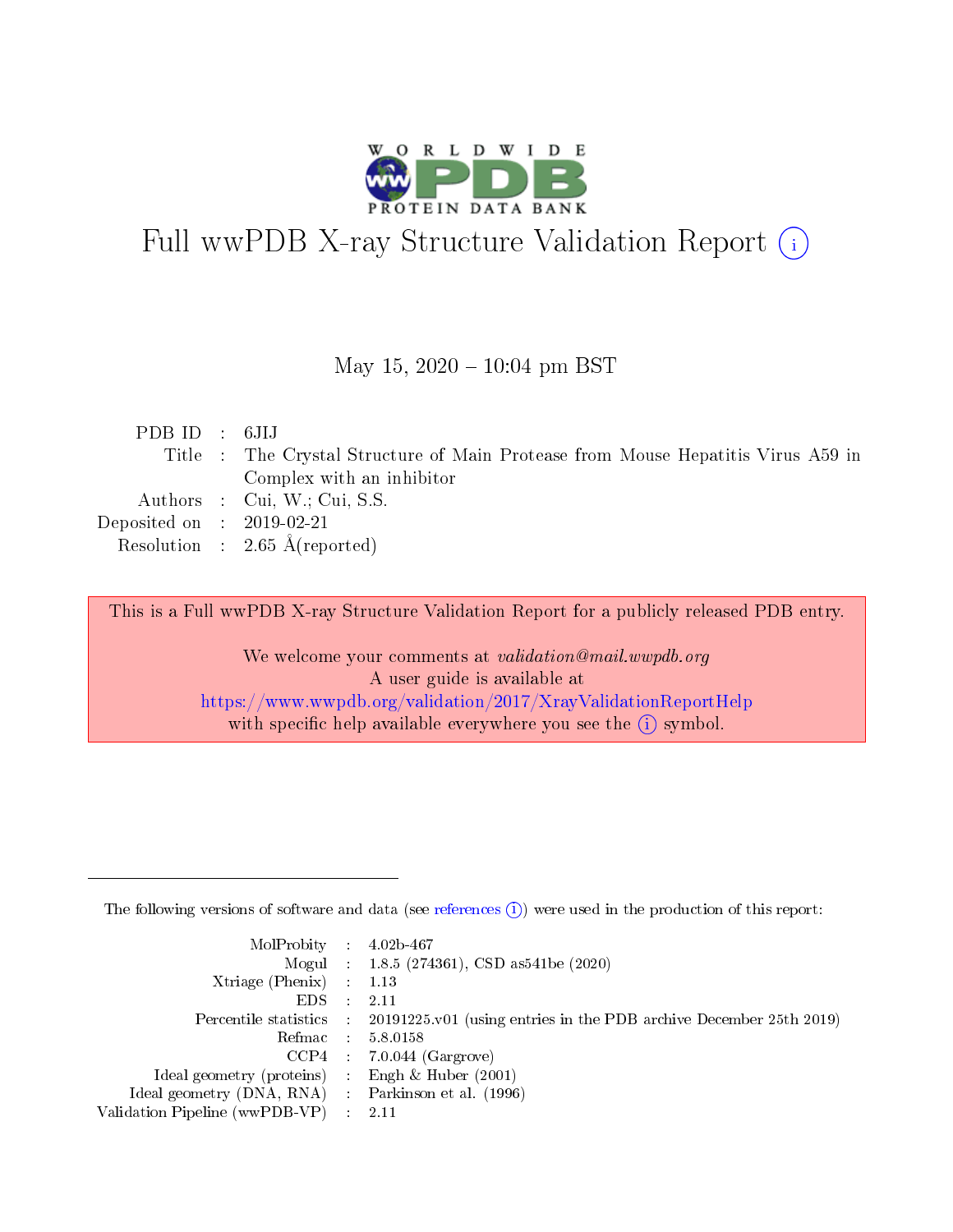# Full wwPDB X-ray Structure Validation Report (i)

May 15, 2020 – 10:04 pm BST

| | | |
|---|---|---|
| PDB ID | : | 6JIJ |
| Title | : | The Crystal Structure of Main Protease from Mouse Hepatitis Virus A59 in Complex with an inhibitor |
| Authors | : | Cui, W.; Cui, S.S. |
| Deposited on | : | 2019-02-21 |
| Resolution | : | 2.65 Å(reported) |

This is a Full wwPDB X-ray Structure Validation Report for a publicly released PDB entry.

We welcome your comments at *validation@mail.wwpdb.org*
A user guide is available at
https://www.wwpdb.org/validation/2017/XrayValidationReportHelp
with specific help available everywhere you see the (i) symbol.

---

The following versions of software and data (see references (i)) were used in the production of this report:

| | | |
|---|---|---|
| MolProbity | : | 4.02b-467 |
| Mogul | : | 1.8.5 (274361), CSD as541be (2020) |
| Xtriage (Phenix) | : | 1.13 |
| EDS | : | 2.11 |
| Percentile statistics | : | 20191225.v01 (using entries in the PDB archive December 25th 2019) |
| Refmac | : | 5.8.0158 |
| CCP4 | : | 7.0.044 (Gargrove) |
| Ideal geometry (proteins) | : | Engh & Huber (2001) |
| Ideal geometry (DNA, RNA) | : | Parkinson et al. (1996) |
| Validation Pipeline (wwPDB-VP) | : | 2.11 |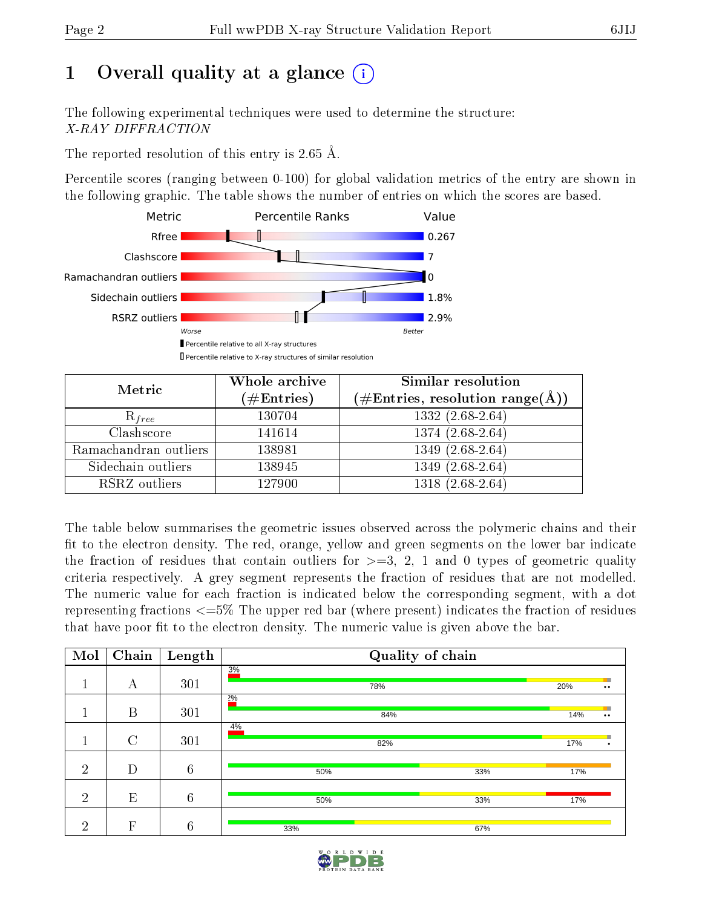# 1 Overall quality at a glance

The following experimental techniques were used to determine the structure:
*X-RAY DIFFRACTION*

The reported resolution of this entry is 2.65 Å.

Percentile scores (ranging between 0-100) for global validation metrics of the entry are shown in the following graphic. The table shows the number of entries on which the scores are based.

| Metric | Value |
|---|---|
| Rfree | 0.267 |
| Clashscore | 7 |
| Ramachandran outliers | 0 |
| Sidechain outliers | 1.8% |
| RSRZ outliers | 2.9% |

Worse — Better

▮ Percentile relative to all X-ray structures
▯ Percentile relative to X-ray structures of similar resolution

| Metric | Whole archive (#Entries) | Similar resolution (#Entries, resolution range(Å)) |
|---|---|---|
| $R_{free}$ | 130704 | 1332 (2.68-2.64) |
| Clashscore | 141614 | 1374 (2.68-2.64) |
| Ramachandran outliers | 138981 | 1349 (2.68-2.64) |
| Sidechain outliers | 138945 | 1349 (2.68-2.64) |
| RSRZ outliers | 127900 | 1318 (2.68-2.64) |

The table below summarises the geometric issues observed across the polymeric chains and their fit to the electron density. The red, orange, yellow and green segments on the lower bar indicate the fraction of residues that contain outliers for >=3, 2, 1 and 0 types of geometric quality criteria respectively. A grey segment represents the fraction of residues that are not modelled. The numeric value for each fraction is indicated below the corresponding segment, with a dot representing fractions <=5% The upper red bar (where present) indicates the fraction of residues that have poor fit to the electron density. The numeric value is given above the bar.

| Mol | Chain | Length | Quality of chain |
|---|---|---|---|
| 1 | A | 301 | 3% / 78% · 20% · •• |
| 1 | B | 301 | 2% / 84% · 14% · •• |
| 1 | C | 301 | 4% / 82% · 17% · • |
| 2 | D | 6 | 50% · 33% · 17% |
| 2 | E | 6 | 50% · 33% · 17% |
| 2 | F | 6 | 33% · 67% |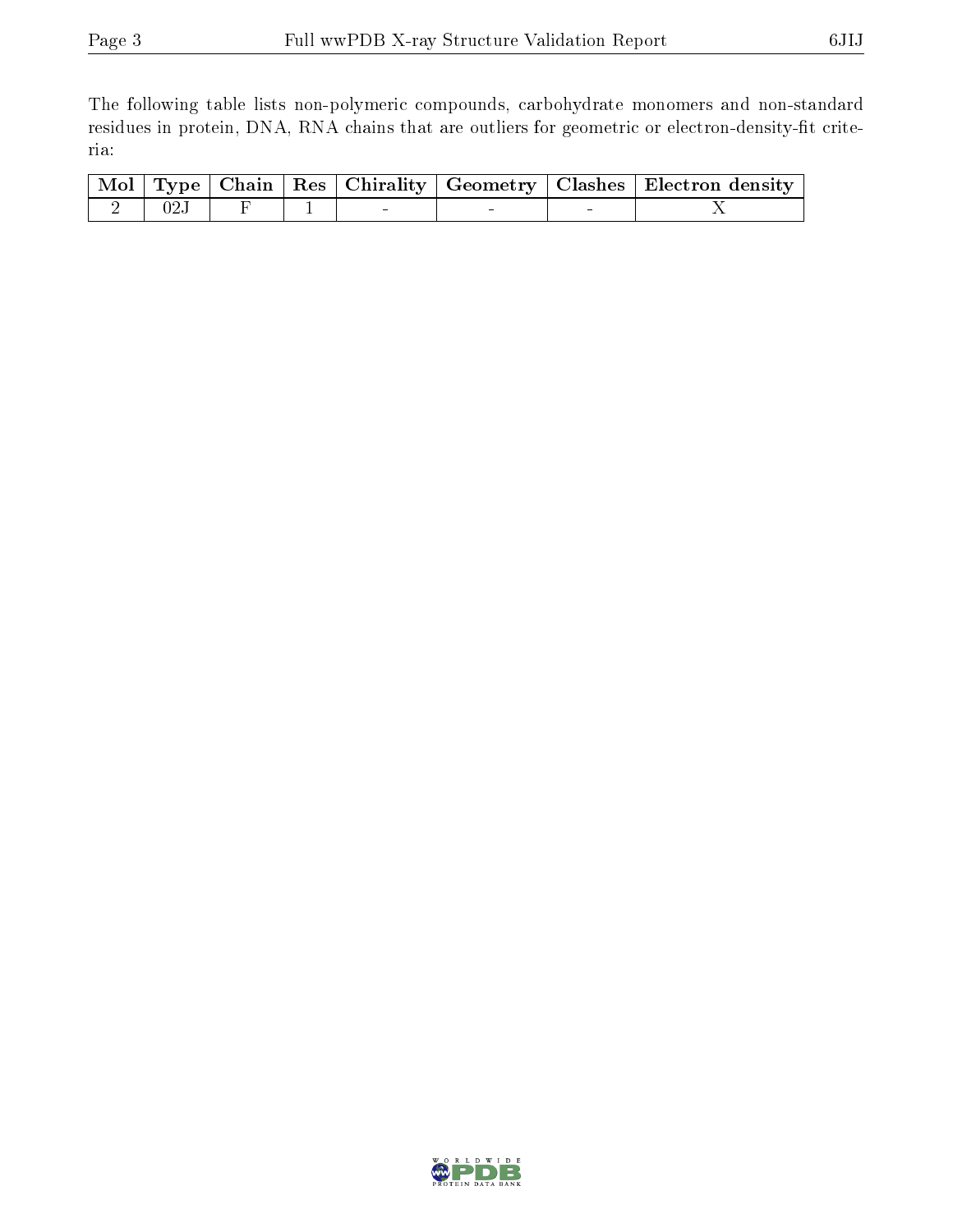The following table lists non-polymeric compounds, carbohydrate monomers and non-standard residues in protein, DNA, RNA chains that are outliers for geometric or electron-density-fit criteria:

| Mol | Type | Chain | Res | Chirality | Geometry | Clashes | Electron density |
|---|---|---|---|---|---|---|---|
| 2 | 02J | F | 1 | - | - | - | X |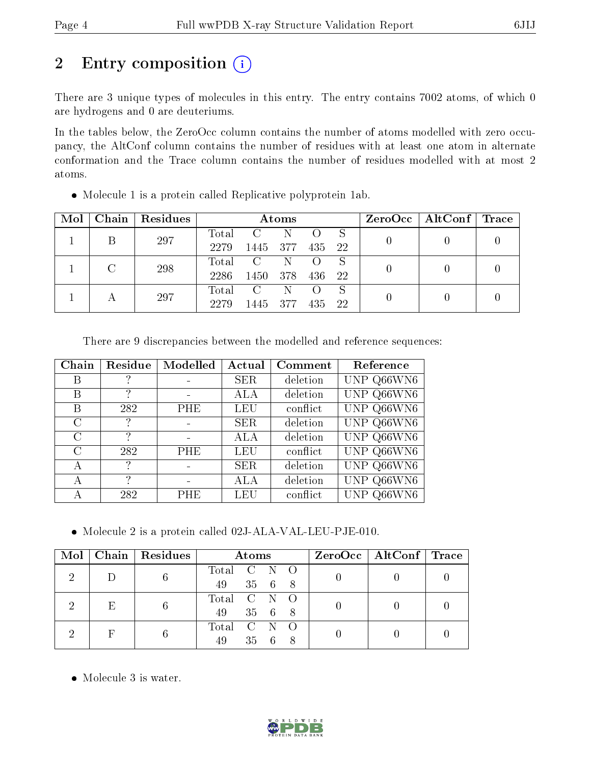## 2 Entry composition

There are 3 unique types of molecules in this entry. The entry contains 7002 atoms, of which 0 are hydrogens and 0 are deuteriums.

In the tables below, the ZeroOcc column contains the number of atoms modelled with zero occupancy, the AltConf column contains the number of residues with at least one atom in alternate conformation and the Trace column contains the number of residues modelled with at most 2 atoms.

- Molecule 1 is a protein called Replicative polyprotein 1ab.

| Mol | Chain | Residues | Atoms | | | | | ZeroOcc | AltConf | Trace |
|---|---|---|---|---|---|---|---|---|---|---|
| 1 | B | 297 | Total<br>2279 | C<br>1445 | N<br>377 | O<br>435 | S<br>22 | 0 | 0 | 0 |
| 1 | C | 298 | Total<br>2286 | C<br>1450 | N<br>378 | O<br>436 | S<br>22 | 0 | 0 | 0 |
| 1 | A | 297 | Total<br>2279 | C<br>1445 | N<br>377 | O<br>435 | S<br>22 | 0 | 0 | 0 |

There are 9 discrepancies between the modelled and reference sequences:

| Chain | Residue | Modelled | Actual | Comment | Reference |
|---|---|---|---|---|---|
| B | ? | - | SER | deletion | UNP Q66WN6 |
| B | ? | - | ALA | deletion | UNP Q66WN6 |
| B | 282 | PHE | LEU | conflict | UNP Q66WN6 |
| C | ? | - | SER | deletion | UNP Q66WN6 |
| C | ? | - | ALA | deletion | UNP Q66WN6 |
| C | 282 | PHE | LEU | conflict | UNP Q66WN6 |
| A | ? | - | SER | deletion | UNP Q66WN6 |
| A | ? | - | ALA | deletion | UNP Q66WN6 |
| A | 282 | PHE | LEU | conflict | UNP Q66WN6 |

- Molecule 2 is a protein called 02J-ALA-VAL-LEU-PJE-010.

| Mol | Chain | Residues | Atoms | | | | ZeroOcc | AltConf | Trace |
|---|---|---|---|---|---|---|---|---|---|
| 2 | D | 6 | Total<br>49 | C<br>35 | N<br>6 | O<br>8 | 0 | 0 | 0 |
| 2 | E | 6 | Total<br>49 | C<br>35 | N<br>6 | O<br>8 | 0 | 0 | 0 |
| 2 | F | 6 | Total<br>49 | C<br>35 | N<br>6 | O<br>8 | 0 | 0 | 0 |

- Molecule 3 is water.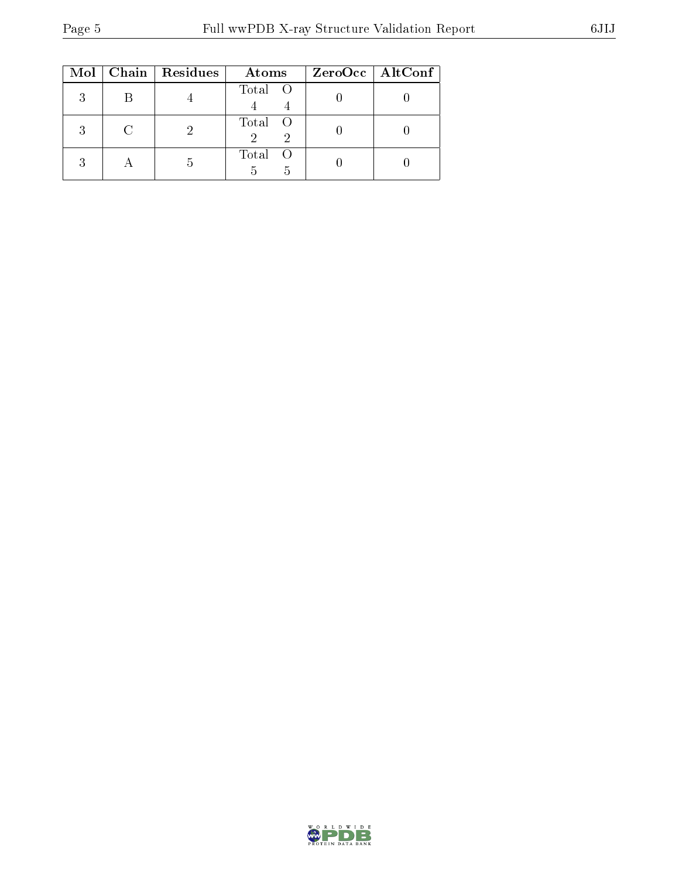| Mol | Chain | Residues | Atoms | | ZeroOcc | AltConf |
|---|---|---|---|---|---|---|
| 3 | B | 4 | Total<br>4 | O<br>4 | 0 | 0 |
| 3 | C | 2 | Total<br>2 | O<br>2 | 0 | 0 |
| 3 | A | 5 | Total<br>5 | O<br>5 | 0 | 0 |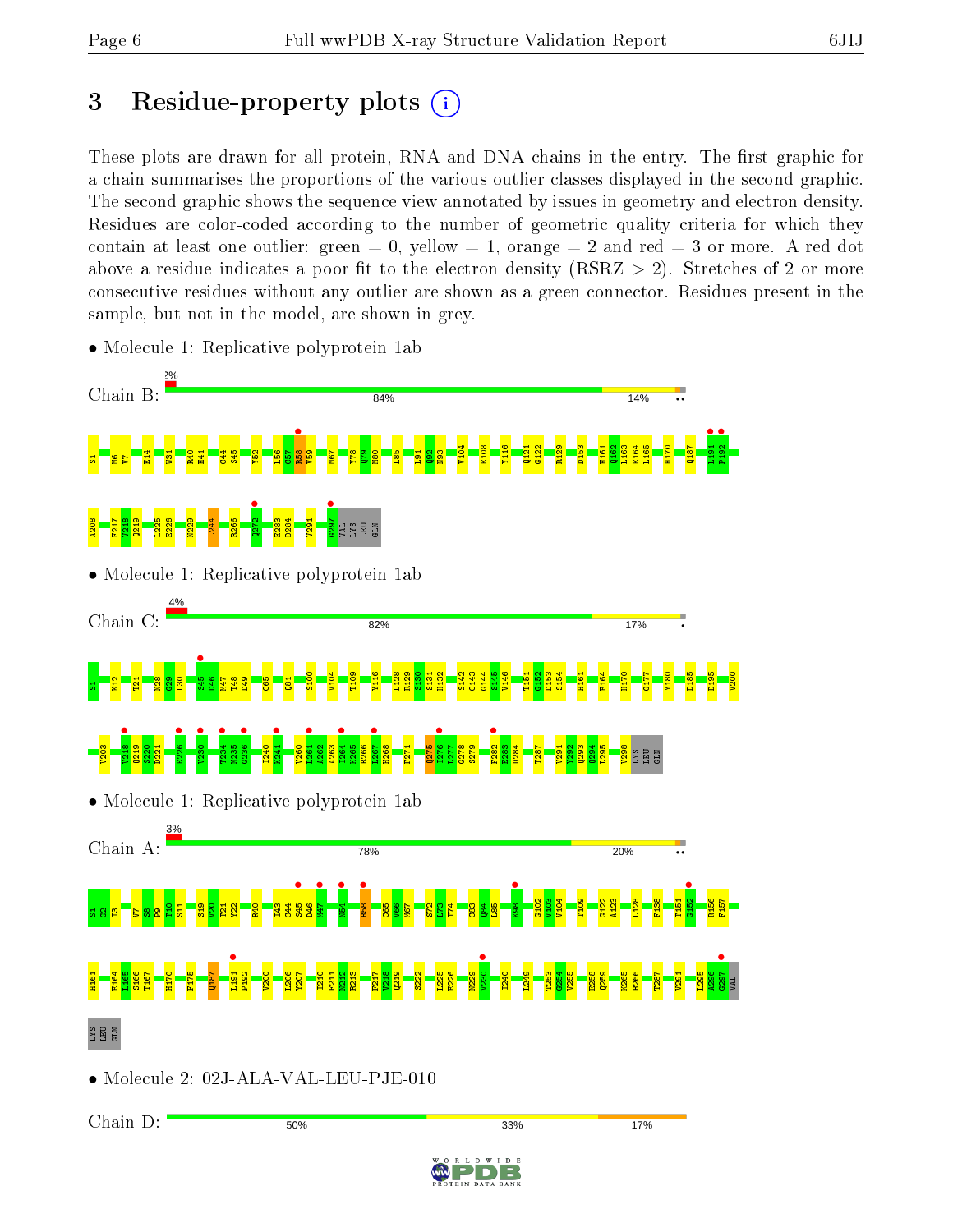# 3 Residue-property plots

These plots are drawn for all protein, RNA and DNA chains in the entry. The first graphic for a chain summarises the proportions of the various outlier classes displayed in the second graphic. The second graphic shows the sequence view annotated by issues in geometry and electron density. Residues are color-coded according to the number of geometric quality criteria for which they contain at least one outlier: green = 0, yellow = 1, orange = 2 and red = 3 or more. A red dot above a residue indicates a poor fit to the electron density (RSRZ > 2). Stretches of 2 or more consecutive residues without any outlier are shown as a green connector. Residues present in the sample, but not in the model, are shown in grey.

- Molecule 1: Replicative polyprotein 1ab

Chain B: 2% | 84% | 14% | ••

S1 M6 V7 E14 W31 R40 H41 C44 S45 Y52 L56 C57 R58 V59 M67 Y78 Q79 M80 L85 L91 Q92 N93 V104 E108 Y116 Q121 G122 R129 D153 H161 Q162 L163 E164 L165 H170 Q187 L191 P192 A208 F217 V218 Q219 L225 E226 N229 L244 R266 Q272 E283 D284 V291 G297 VAL LYS LEU GLN

- Molecule 1: Replicative polyprotein 1ab

Chain C: 4% | 82% | 17% | •

S1 K12 T21 N28 G29 L30 S45 D46 M47 T48 D49 C65 Q81 S100 V104 T109 Y116 L128 R129 S130 S131 H132 S142 G143 S144 S145 Y146 T151 G152 D153 S154 H161 E164 H170 G177 Y180 D185 D195 V200 V203 V218 Q219 S220 D221 E226 V230 T234 N235 G236 I240 K241 V260 L261 A262 A263 I264 K265 R266 L267 H268 F271 Q275 I276 L277 G278 S279 F282 E283 D284 T287 V291 Y292 Q293 Q294 L295 V298 LYS LEU GLN

- Molecule 1: Replicative polyprotein 1ab

Chain A: 3% | 78% | 20% | ••

S1 G2 I3 V7 S8 P9 T10 S11 S19 V20 T21 Y22 R40 I43 C44 S45 D46 M47 N54 R58 C65 V66 M67 S72 L73 T74 C83 Q84 L85 K98 G102 Y103 V104 T109 G122 A123 L128 F138 T151 G152 R156 F157 H161 E164 L165 S166 T167 H170 F175 Q187 L191 P192 V200 L206 Y207 I210 F211 N212 R213 F217 V218 Q219 S222 L225 E226 N229 V230 I240 L249 T253 G254 V255 E258 Q259 K265 R266 T287 V291 L295 A296 G297 VAL LYS LEU GLN

- Molecule 2: 02J-ALA-VAL-LEU-PJE-010

Chain D: 50% | 33% | 17%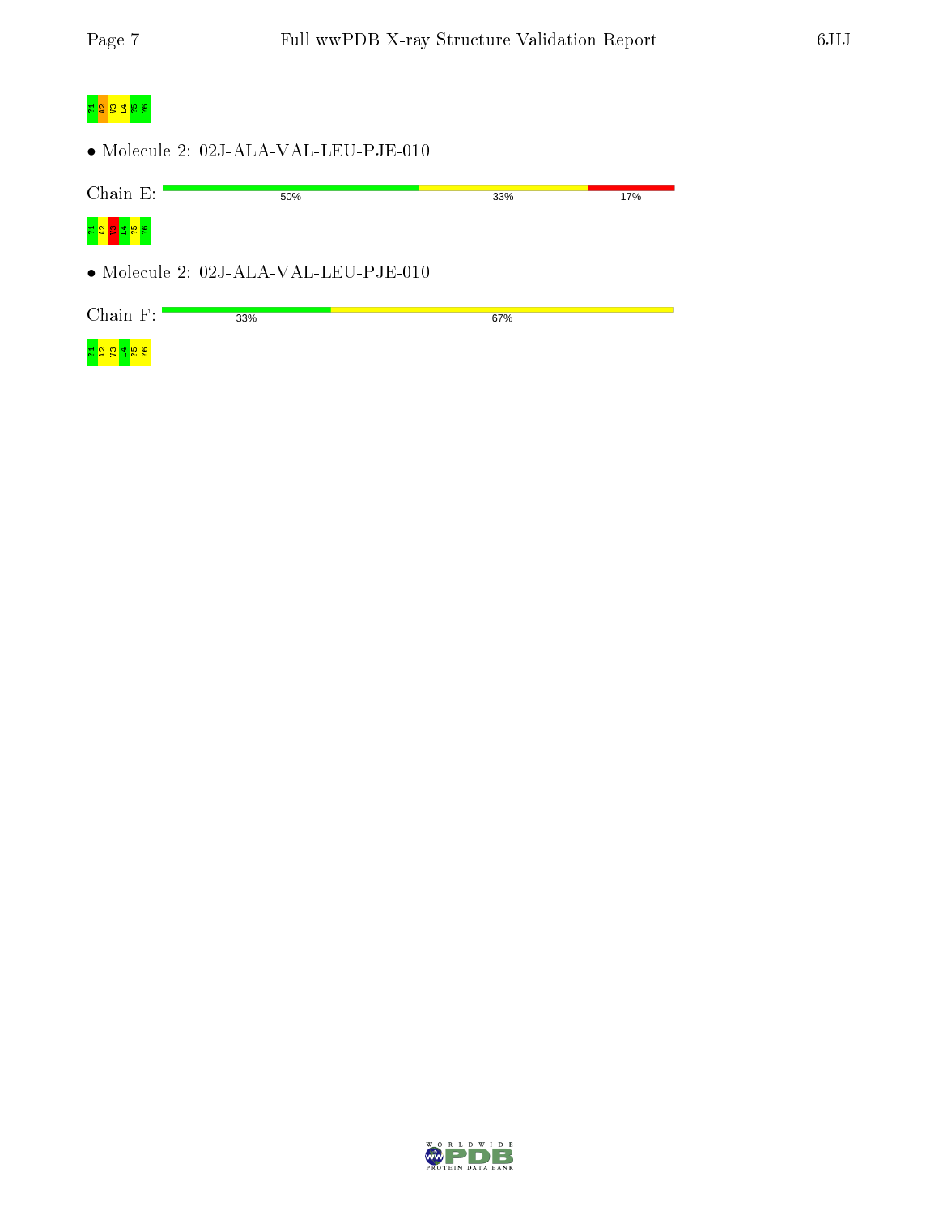?1
A2
V3
L4
?5
?6

- Molecule 2: 02J-ALA-VAL-LEU-PJE-010

Chain E: 50% 33% 17%

?1
A2
V3
L4
?5
?6

- Molecule 2: 02J-ALA-VAL-LEU-PJE-010

Chain F: 33% 67%

?1
A2
V3
L4
?5
?6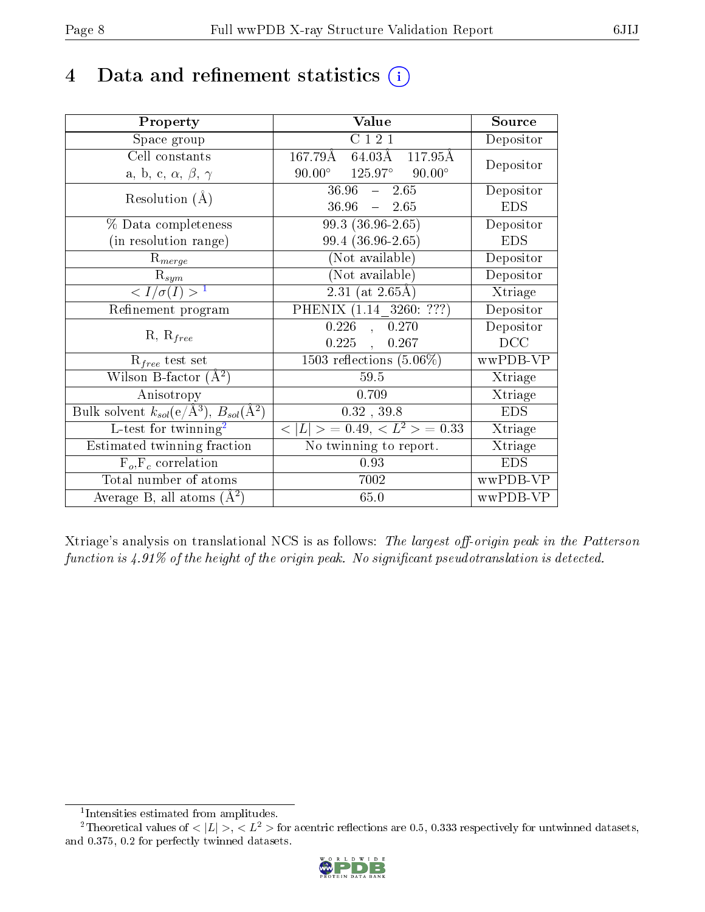# 4 Data and refinement statistics (i)

| Property | Value | Source |
|---|---|---|
| Space group | C 1 2 1 | Depositor |
| Cell constants<br>a, b, c, $\alpha$, $\beta$, $\gamma$ | 167.79Å 64.03Å 117.95Å<br>90.00° 125.97° 90.00° | Depositor |
| Resolution (Å) | 36.96 – 2.65<br>36.96 – 2.65 | Depositor<br>EDS |
| % Data completeness<br>(in resolution range) | 99.3 (36.96-2.65)<br>99.4 (36.96-2.65) | Depositor<br>EDS |
| $R_{merge}$ | (Not available) | Depositor |
| $R_{sym}$ | (Not available) | Depositor |
| $< I/\sigma(I) >$ [1] | 2.31 (at 2.65Å) | Xtriage |
| Refinement program | PHENIX (1.14_3260: ???) | Depositor |
| R, $R_{free}$ | 0.226 , 0.270<br>0.225 , 0.267 | Depositor<br>DCC |
| $R_{free}$ test set | 1503 reflections (5.06%) | wwPDB-VP |
| Wilson B-factor (Å$^2$) | 59.5 | Xtriage |
| Anisotropy | 0.709 | Xtriage |
| Bulk solvent $k_{sol}$(e/Å$^3$), $B_{sol}$(Å$^2$) | 0.32 , 39.8 | EDS |
| L-test for twinning[2] | $< \|L\| >$ = 0.49, $< L^2 >$ = 0.33 | Xtriage |
| Estimated twinning fraction | No twinning to report. | Xtriage |
| $F_o$,$F_c$ correlation | 0.93 | EDS |
| Total number of atoms | 7002 | wwPDB-VP |
| Average B, all atoms (Å$^2$) | 65.0 | wwPDB-VP |

Xtriage's analysis on translational NCS is as follows: *The largest off-origin peak in the Patterson function is 4.91% of the height of the origin peak. No significant pseudotranslation is detected.*

[1] Intensities estimated from amplitudes.

[2] Theoretical values of $< |L| >$, $< L^2 >$ for acentric reflections are 0.5, 0.333 respectively for untwinned datasets, and 0.375, 0.2 for perfectly twinned datasets.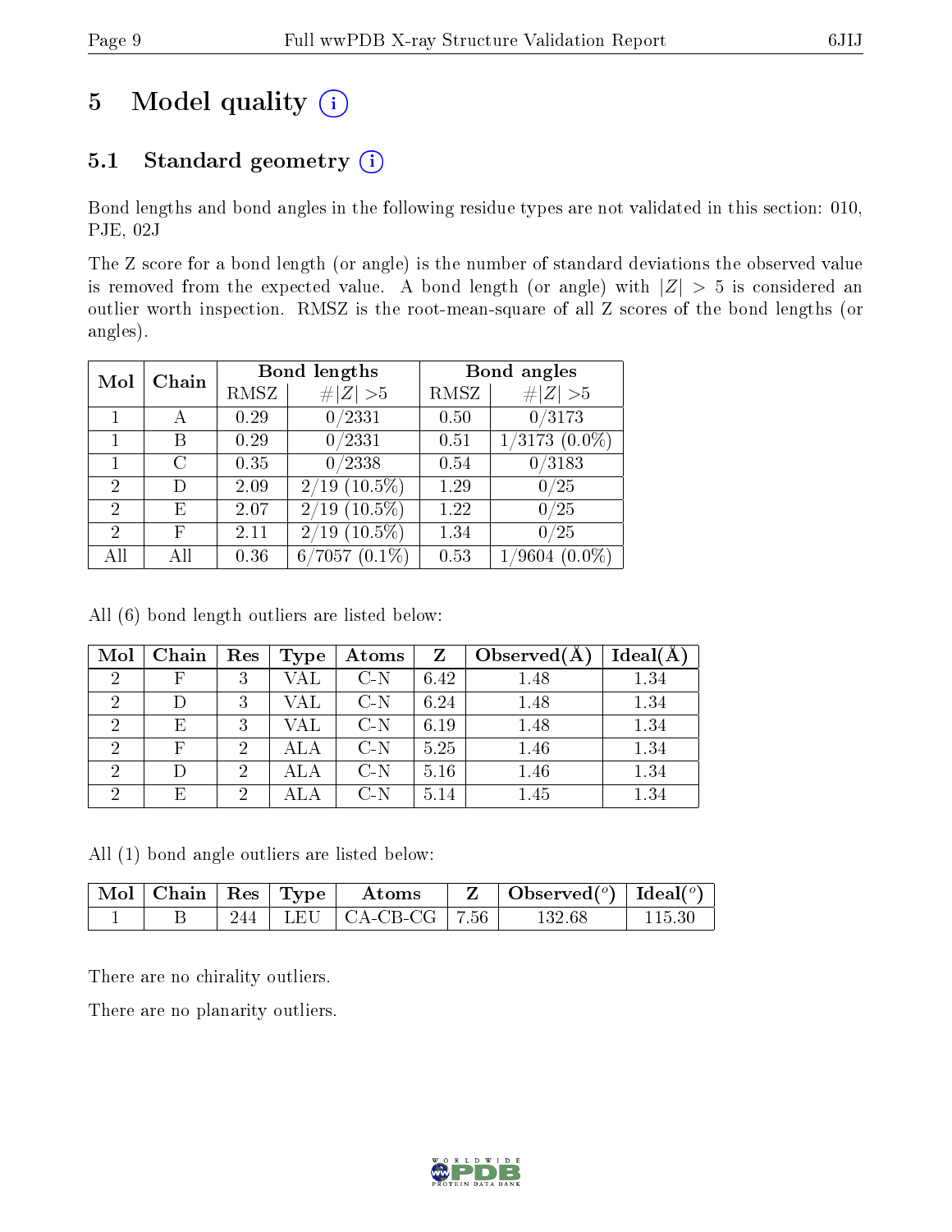# 5 Model quality

## 5.1 Standard geometry

Bond lengths and bond angles in the following residue types are not validated in this section: 010, PJE, 02J

The Z score for a bond length (or angle) is the number of standard deviations the observed value is removed from the expected value. A bond length (or angle) with $|Z| > 5$ is considered an outlier worth inspection. RMSZ is the root-mean-square of all Z scores of the bond lengths (or angles).

| Mol | Chain | Bond lengths | | Bond angles | |
|---|---|---|---|---|---|
| | | RMSZ | #$\|Z\|$ >5 | RMSZ | #$\|Z\|$ >5 |
| 1 | A | 0.29 | 0/2331 | 0.50 | 0/3173 |
| 1 | B | 0.29 | 0/2331 | 0.51 | 1/3173 (0.0%) |
| 1 | C | 0.35 | 0/2338 | 0.54 | 0/3183 |
| 2 | D | 2.09 | 2/19 (10.5%) | 1.29 | 0/25 |
| 2 | E | 2.07 | 2/19 (10.5%) | 1.22 | 0/25 |
| 2 | F | 2.11 | 2/19 (10.5%) | 1.34 | 0/25 |
| All | All | 0.36 | 6/7057 (0.1%) | 0.53 | 1/9604 (0.0%) |

All (6) bond length outliers are listed below:

| Mol | Chain | Res | Type | Atoms | Z | Observed(Å) | Ideal(Å) |
|---|---|---|---|---|---|---|---|
| 2 | F | 3 | VAL | C-N | 6.42 | 1.48 | 1.34 |
| 2 | D | 3 | VAL | C-N | 6.24 | 1.48 | 1.34 |
| 2 | E | 3 | VAL | C-N | 6.19 | 1.48 | 1.34 |
| 2 | F | 2 | ALA | C-N | 5.25 | 1.46 | 1.34 |
| 2 | D | 2 | ALA | C-N | 5.16 | 1.46 | 1.34 |
| 2 | E | 2 | ALA | C-N | 5.14 | 1.45 | 1.34 |

All (1) bond angle outliers are listed below:

| Mol | Chain | Res | Type | Atoms | Z | Observed(°) | Ideal(°) |
|---|---|---|---|---|---|---|---|
| 1 | B | 244 | LEU | CA-CB-CG | 7.56 | 132.68 | 115.30 |

There are no chirality outliers.

There are no planarity outliers.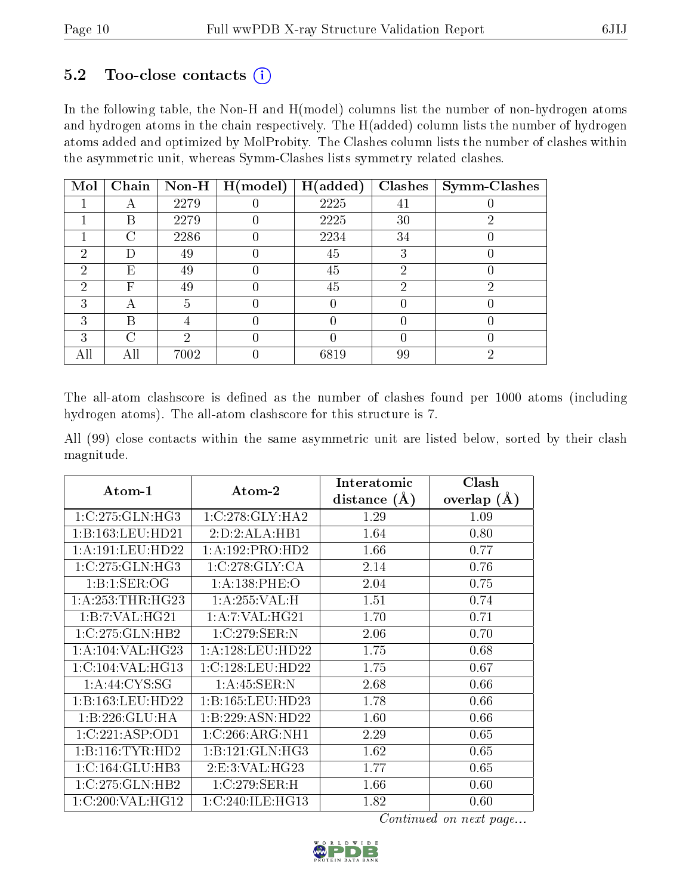### 5.2 Too-close contacts (i)

In the following table, the Non-H and H(model) columns list the number of non-hydrogen atoms and hydrogen atoms in the chain respectively. The H(added) column lists the number of hydrogen atoms added and optimized by MolProbity. The Clashes column lists the number of clashes within the asymmetric unit, whereas Symm-Clashes lists symmetry related clashes.

| Mol | Chain | Non-H | H(model) | H(added) | Clashes | Symm-Clashes |
|---|---|---|---|---|---|---|
| 1 | A | 2279 | 0 | 2225 | 41 | 0 |
| 1 | B | 2279 | 0 | 2225 | 30 | 2 |
| 1 | C | 2286 | 0 | 2234 | 34 | 0 |
| 2 | D | 49 | 0 | 45 | 3 | 0 |
| 2 | E | 49 | 0 | 45 | 2 | 0 |
| 2 | F | 49 | 0 | 45 | 2 | 2 |
| 3 | A | 5 | 0 | 0 | 0 | 0 |
| 3 | B | 4 | 0 | 0 | 0 | 0 |
| 3 | C | 2 | 0 | 0 | 0 | 0 |
| All | All | 7002 | 0 | 6819 | 99 | 2 |

The all-atom clashscore is defined as the number of clashes found per 1000 atoms (including hydrogen atoms). The all-atom clashscore for this structure is 7.

All (99) close contacts within the same asymmetric unit are listed below, sorted by their clash magnitude.

| Atom-1 | Atom-2 | Interatomic distance (Å) | Clash overlap (Å) |
|---|---|---|---|
| 1:C:275:GLN:HG3 | 1:C:278:GLY:HA2 | 1.29 | 1.09 |
| 1:B:163:LEU:HD21 | 2:D:2:ALA:HB1 | 1.64 | 0.80 |
| 1:A:191:LEU:HD22 | 1:A:192:PRO:HD2 | 1.66 | 0.77 |
| 1:C:275:GLN:HG3 | 1:C:278:GLY:CA | 2.14 | 0.76 |
| 1:B:1:SER:OG | 1:A:138:PHE:O | 2.04 | 0.75 |
| 1:A:253:THR:HG23 | 1:A:255:VAL:H | 1.51 | 0.74 |
| 1:B:7:VAL:HG21 | 1:A:7:VAL:HG21 | 1.70 | 0.71 |
| 1:C:275:GLN:HB2 | 1:C:279:SER:N | 2.06 | 0.70 |
| 1:A:104:VAL:HG23 | 1:A:128:LEU:HD22 | 1.75 | 0.68 |
| 1:C:104:VAL:HG13 | 1:C:128:LEU:HD22 | 1.75 | 0.67 |
| 1:A:44:CYS:SG | 1:A:45:SER:N | 2.68 | 0.66 |
| 1:B:163:LEU:HD22 | 1:B:165:LEU:HD23 | 1.78 | 0.66 |
| 1:B:226:GLU:HA | 1:B:229:ASN:HD22 | 1.60 | 0.66 |
| 1:C:221:ASP:OD1 | 1:C:266:ARG:NH1 | 2.29 | 0.65 |
| 1:B:116:TYR:HD2 | 1:B:121:GLN:HG3 | 1.62 | 0.65 |
| 1:C:164:GLU:HB3 | 2:E:3:VAL:HG23 | 1.77 | 0.65 |
| 1:C:275:GLN:HB2 | 1:C:279:SER:H | 1.66 | 0.60 |
| 1:C:200:VAL:HG12 | 1:C:240:ILE:HG13 | 1.82 | 0.60 |

*Continued on next page...*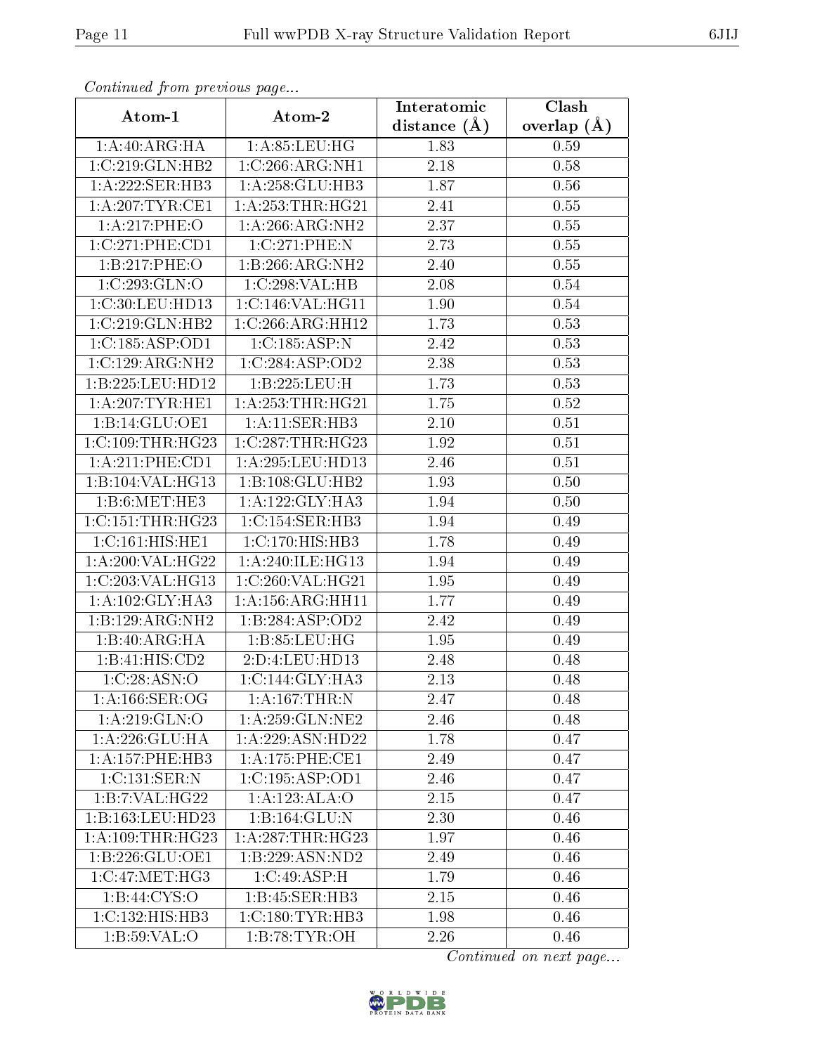*Continued from previous page...*

| Atom-1 | Atom-2 | Interatomic distance (Å) | Clash overlap (Å) |
|---|---|---|---|
| 1:A:40:ARG:HA | 1:A:85:LEU:HG | 1.83 | 0.59 |
| 1:C:219:GLN:HB2 | 1:C:266:ARG:NH1 | 2.18 | 0.58 |
| 1:A:222:SER:HB3 | 1:A:258:GLU:HB3 | 1.87 | 0.56 |
| 1:A:207:TYR:CE1 | 1:A:253:THR:HG21 | 2.41 | 0.55 |
| 1:A:217:PHE:O | 1:A:266:ARG:NH2 | 2.37 | 0.55 |
| 1:C:271:PHE:CD1 | 1:C:271:PHE:N | 2.73 | 0.55 |
| 1:B:217:PHE:O | 1:B:266:ARG:NH2 | 2.40 | 0.55 |
| 1:C:293:GLN:O | 1:C:298:VAL:HB | 2.08 | 0.54 |
| 1:C:30:LEU:HD13 | 1:C:146:VAL:HG11 | 1.90 | 0.54 |
| 1:C:219:GLN:HB2 | 1:C:266:ARG:HH12 | 1.73 | 0.53 |
| 1:C:185:ASP:OD1 | 1:C:185:ASP:N | 2.42 | 0.53 |
| 1:C:129:ARG:NH2 | 1:C:284:ASP:OD2 | 2.38 | 0.53 |
| 1:B:225:LEU:HD12 | 1:B:225:LEU:H | 1.73 | 0.53 |
| 1:A:207:TYR:HE1 | 1:A:253:THR:HG21 | 1.75 | 0.52 |
| 1:B:14:GLU:OE1 | 1:A:11:SER:HB3 | 2.10 | 0.51 |
| 1:C:109:THR:HG23 | 1:C:287:THR:HG23 | 1.92 | 0.51 |
| 1:A:211:PHE:CD1 | 1:A:295:LEU:HD13 | 2.46 | 0.51 |
| 1:B:104:VAL:HG13 | 1:B:108:GLU:HB2 | 1.93 | 0.50 |
| 1:B:6:MET:HE3 | 1:A:122:GLY:HA3 | 1.94 | 0.50 |
| 1:C:151:THR:HG23 | 1:C:154:SER:HB3 | 1.94 | 0.49 |
| 1:C:161:HIS:HE1 | 1:C:170:HIS:HB3 | 1.78 | 0.49 |
| 1:A:200:VAL:HG22 | 1:A:240:ILE:HG13 | 1.94 | 0.49 |
| 1:C:203:VAL:HG13 | 1:C:260:VAL:HG21 | 1.95 | 0.49 |
| 1:A:102:GLY:HA3 | 1:A:156:ARG:HH11 | 1.77 | 0.49 |
| 1:B:129:ARG:NH2 | 1:B:284:ASP:OD2 | 2.42 | 0.49 |
| 1:B:40:ARG:HA | 1:B:85:LEU:HG | 1.95 | 0.49 |
| 1:B:41:HIS:CD2 | 2:D:4:LEU:HD13 | 2.48 | 0.48 |
| 1:C:28:ASN:O | 1:C:144:GLY:HA3 | 2.13 | 0.48 |
| 1:A:166:SER:OG | 1:A:167:THR:N | 2.47 | 0.48 |
| 1:A:219:GLN:O | 1:A:259:GLN:NE2 | 2.46 | 0.48 |
| 1:A:226:GLU:HA | 1:A:229:ASN:HD22 | 1.78 | 0.47 |
| 1:A:157:PHE:HB3 | 1:A:175:PHE:CE1 | 2.49 | 0.47 |
| 1:C:131:SER:N | 1:C:195:ASP:OD1 | 2.46 | 0.47 |
| 1:B:7:VAL:HG22 | 1:A:123:ALA:O | 2.15 | 0.47 |
| 1:B:163:LEU:HD23 | 1:B:164:GLU:N | 2.30 | 0.46 |
| 1:A:109:THR:HG23 | 1:A:287:THR:HG23 | 1.97 | 0.46 |
| 1:B:226:GLU:OE1 | 1:B:229:ASN:ND2 | 2.49 | 0.46 |
| 1:C:47:MET:HG3 | 1:C:49:ASP:H | 1.79 | 0.46 |
| 1:B:44:CYS:O | 1:B:45:SER:HB3 | 2.15 | 0.46 |
| 1:C:132:HIS:HB3 | 1:C:180:TYR:HB3 | 1.98 | 0.46 |
| 1:B:59:VAL:O | 1:B:78:TYR:OH | 2.26 | 0.46 |

*Continued on next page...*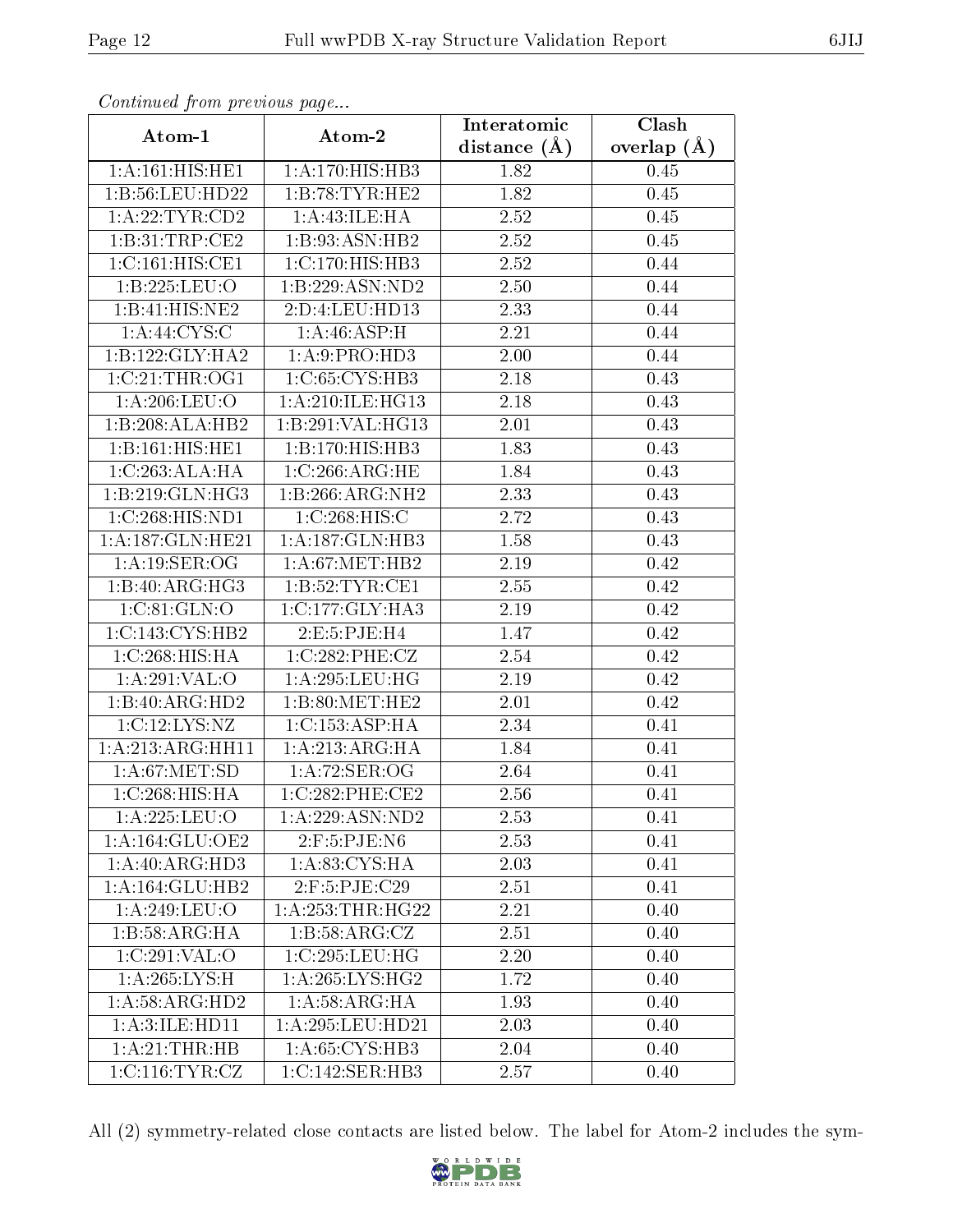*Continued from previous page...*

| Atom-1 | Atom-2 | Interatomic distance (Å) | Clash overlap (Å) |
|---|---|---|---|
| 1:A:161:HIS:HE1 | 1:A:170:HIS:HB3 | 1.82 | 0.45 |
| 1:B:56:LEU:HD22 | 1:B:78:TYR:HE2 | 1.82 | 0.45 |
| 1:A:22:TYR:CD2 | 1:A:43:ILE:HA | 2.52 | 0.45 |
| 1:B:31:TRP:CE2 | 1:B:93:ASN:HB2 | 2.52 | 0.45 |
| 1:C:161:HIS:CE1 | 1:C:170:HIS:HB3 | 2.52 | 0.44 |
| 1:B:225:LEU:O | 1:B:229:ASN:ND2 | 2.50 | 0.44 |
| 1:B:41:HIS:NE2 | 2:D:4:LEU:HD13 | 2.33 | 0.44 |
| 1:A:44:CYS:C | 1:A:46:ASP:H | 2.21 | 0.44 |
| 1:B:122:GLY:HA2 | 1:A:9:PRO:HD3 | 2.00 | 0.44 |
| 1:C:21:THR:OG1 | 1:C:65:CYS:HB3 | 2.18 | 0.43 |
| 1:A:206:LEU:O | 1:A:210:ILE:HG13 | 2.18 | 0.43 |
| 1:B:208:ALA:HB2 | 1:B:291:VAL:HG13 | 2.01 | 0.43 |
| 1:B:161:HIS:HE1 | 1:B:170:HIS:HB3 | 1.83 | 0.43 |
| 1:C:263:ALA:HA | 1:C:266:ARG:HE | 1.84 | 0.43 |
| 1:B:219:GLN:HG3 | 1:B:266:ARG:NH2 | 2.33 | 0.43 |
| 1:C:268:HIS:ND1 | 1:C:268:HIS:C | 2.72 | 0.43 |
| 1:A:187:GLN:HE21 | 1:A:187:GLN:HB3 | 1.58 | 0.43 |
| 1:A:19:SER:OG | 1:A:67:MET:HB2 | 2.19 | 0.42 |
| 1:B:40:ARG:HG3 | 1:B:52:TYR:CE1 | 2.55 | 0.42 |
| 1:C:81:GLN:O | 1:C:177:GLY:HA3 | 2.19 | 0.42 |
| 1:C:143:CYS:HB2 | 2:E:5:PJE:H4 | 1.47 | 0.42 |
| 1:C:268:HIS:HA | 1:C:282:PHE:CZ | 2.54 | 0.42 |
| 1:A:291:VAL:O | 1:A:295:LEU:HG | 2.19 | 0.42 |
| 1:B:40:ARG:HD2 | 1:B:80:MET:HE2 | 2.01 | 0.42 |
| 1:C:12:LYS:NZ | 1:C:153:ASP:HA | 2.34 | 0.41 |
| 1:A:213:ARG:HH11 | 1:A:213:ARG:HA | 1.84 | 0.41 |
| 1:A:67:MET:SD | 1:A:72:SER:OG | 2.64 | 0.41 |
| 1:C:268:HIS:HA | 1:C:282:PHE:CE2 | 2.56 | 0.41 |
| 1:A:225:LEU:O | 1:A:229:ASN:ND2 | 2.53 | 0.41 |
| 1:A:164:GLU:OE2 | 2:F:5:PJE:N6 | 2.53 | 0.41 |
| 1:A:40:ARG:HD3 | 1:A:83:CYS:HA | 2.03 | 0.41 |
| 1:A:164:GLU:HB2 | 2:F:5:PJE:C29 | 2.51 | 0.41 |
| 1:A:249:LEU:O | 1:A:253:THR:HG22 | 2.21 | 0.40 |
| 1:B:58:ARG:HA | 1:B:58:ARG:CZ | 2.51 | 0.40 |
| 1:C:291:VAL:O | 1:C:295:LEU:HG | 2.20 | 0.40 |
| 1:A:265:LYS:H | 1:A:265:LYS:HG2 | 1.72 | 0.40 |
| 1:A:58:ARG:HD2 | 1:A:58:ARG:HA | 1.93 | 0.40 |
| 1:A:3:ILE:HD11 | 1:A:295:LEU:HD21 | 2.03 | 0.40 |
| 1:A:21:THR:HB | 1:A:65:CYS:HB3 | 2.04 | 0.40 |
| 1:C:116:TYR:CZ | 1:C:142:SER:HB3 | 2.57 | 0.40 |

All (2) symmetry-related close contacts are listed below. The label for Atom-2 includes the sym-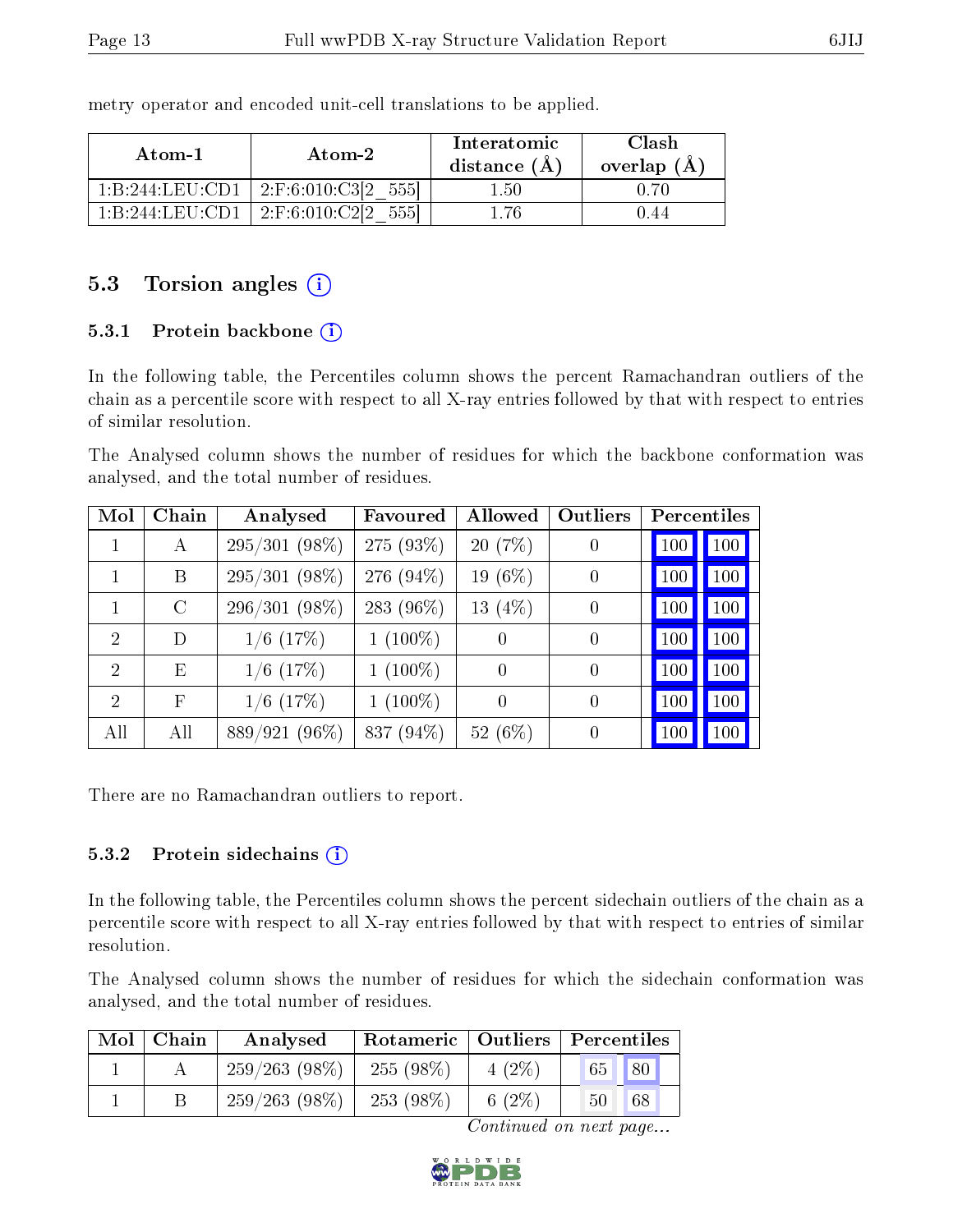metry operator and encoded unit-cell translations to be applied.

| Atom-1 | Atom-2 | Interatomic distance (Å) | Clash overlap (Å) |
|---|---|---|---|
| 1:B:244:LEU:CD1 | 2:F:6:010:C3[2_555] | 1.50 | 0.70 |
| 1:B:244:LEU:CD1 | 2:F:6:010:C2[2_555] | 1.76 | 0.44 |

## 5.3 Torsion angles

### 5.3.1 Protein backbone

In the following table, the Percentiles column shows the percent Ramachandran outliers of the chain as a percentile score with respect to all X-ray entries followed by that with respect to entries of similar resolution.

The Analysed column shows the number of residues for which the backbone conformation was analysed, and the total number of residues.

| Mol | Chain | Analysed | Favoured | Allowed | Outliers | Percentiles | |
|---|---|---|---|---|---|---|---|
| 1 | A | 295/301 (98%) | 275 (93%) | 20 (7%) | 0 | 100 | 100 |
| 1 | B | 295/301 (98%) | 276 (94%) | 19 (6%) | 0 | 100 | 100 |
| 1 | C | 296/301 (98%) | 283 (96%) | 13 (4%) | 0 | 100 | 100 |
| 2 | D | 1/6 (17%) | 1 (100%) | 0 | 0 | 100 | 100 |
| 2 | E | 1/6 (17%) | 1 (100%) | 0 | 0 | 100 | 100 |
| 2 | F | 1/6 (17%) | 1 (100%) | 0 | 0 | 100 | 100 |
| All | All | 889/921 (96%) | 837 (94%) | 52 (6%) | 0 | 100 | 100 |

There are no Ramachandran outliers to report.

### 5.3.2 Protein sidechains

In the following table, the Percentiles column shows the percent sidechain outliers of the chain as a percentile score with respect to all X-ray entries followed by that with respect to entries of similar resolution.

The Analysed column shows the number of residues for which the sidechain conformation was analysed, and the total number of residues.

| Mol | Chain | Analysed | Rotameric | Outliers | Percentiles | |
|---|---|---|---|---|---|---|
| 1 | A | 259/263 (98%) | 255 (98%) | 4 (2%) | 65 | 80 |
| 1 | B | 259/263 (98%) | 253 (98%) | 6 (2%) | 50 | 68 |

*Continued on next page...*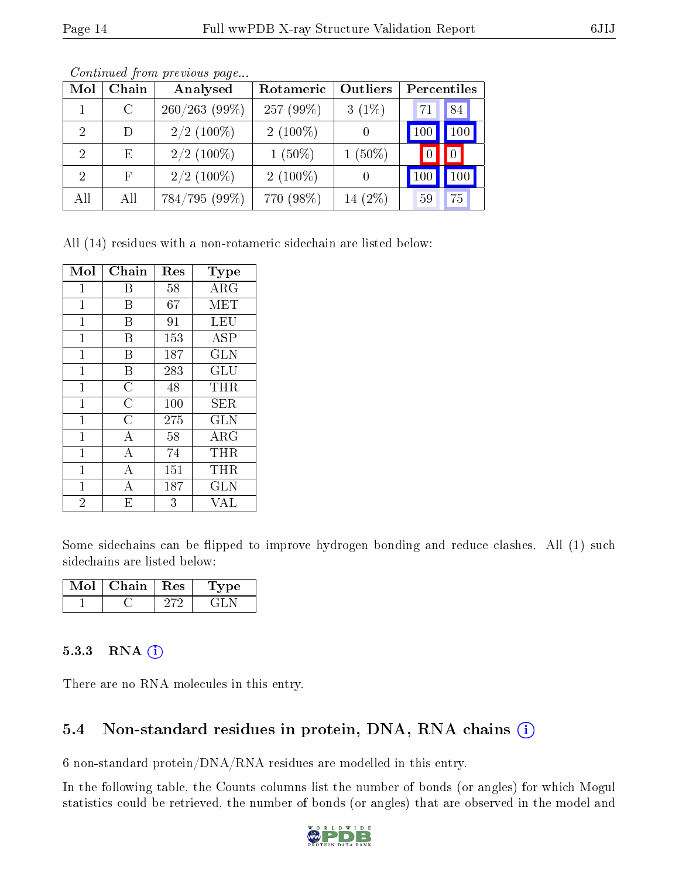*Continued from previous page...*

| Mol | Chain | Analysed | Rotameric | Outliers | Percentiles | |
|---|---|---|---|---|---|---|
| 1 | C | 260/263 (99%) | 257 (99%) | 3 (1%) | 71 | 84 |
| 2 | D | 2/2 (100%) | 2 (100%) | 0 | 100 | 100 |
| 2 | E | 2/2 (100%) | 1 (50%) | 1 (50%) | 0 | 0 |
| 2 | F | 2/2 (100%) | 2 (100%) | 0 | 100 | 100 |
| All | All | 784/795 (99%) | 770 (98%) | 14 (2%) | 59 | 75 |

All (14) residues with a non-rotameric sidechain are listed below:

| Mol | Chain | Res | Type |
|---|---|---|---|
| 1 | B | 58 | ARG |
| 1 | B | 67 | MET |
| 1 | B | 91 | LEU |
| 1 | B | 153 | ASP |
| 1 | B | 187 | GLN |
| 1 | B | 283 | GLU |
| 1 | C | 48 | THR |
| 1 | C | 100 | SER |
| 1 | C | 275 | GLN |
| 1 | A | 58 | ARG |
| 1 | A | 74 | THR |
| 1 | A | 151 | THR |
| 1 | A | 187 | GLN |
| 2 | E | 3 | VAL |

Some sidechains can be flipped to improve hydrogen bonding and reduce clashes. All (1) such sidechains are listed below:

| Mol | Chain | Res | Type |
|---|---|---|---|
| 1 | C | 272 | GLN |

### 5.3.3 RNA

There are no RNA molecules in this entry.

## 5.4 Non-standard residues in protein, DNA, RNA chains

6 non-standard protein/DNA/RNA residues are modelled in this entry.

In the following table, the Counts columns list the number of bonds (or angles) for which Mogul statistics could be retrieved, the number of bonds (or angles) that are observed in the model and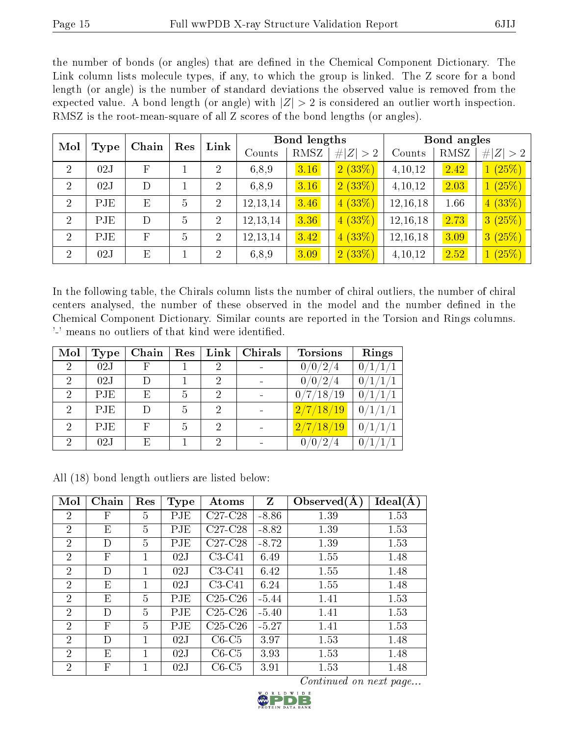the number of bonds (or angles) that are defined in the Chemical Component Dictionary. The Link column lists molecule types, if any, to which the group is linked. The Z score for a bond length (or angle) is the number of standard deviations the observed value is removed from the expected value. A bond length (or angle) with $|Z| > 2$ is considered an outlier worth inspection. RMSZ is the root-mean-square of all Z scores of the bond lengths (or angles).

| Mol | Type | Chain | Res | Link | Bond lengths | | | Bond angles | | |
|---|---|---|---|---|---|---|---|---|---|---|
| | | | | | Counts | RMSZ | $\#\|Z\|>2$ | Counts | RMSZ | $\#\|Z\|>2$ |
| 2 | 02J | F | 1 | 2 | 6,8,9 | 3.16 | 2 (33%) | 4,10,12 | 2.42 | 1 (25%) |
| 2 | 02J | D | 1 | 2 | 6,8,9 | 3.16 | 2 (33%) | 4,10,12 | 2.03 | 1 (25%) |
| 2 | PJE | E | 5 | 2 | 12,13,14 | 3.46 | 4 (33%) | 12,16,18 | 1.66 | 4 (33%) |
| 2 | PJE | D | 5 | 2 | 12,13,14 | 3.36 | 4 (33%) | 12,16,18 | 2.73 | 3 (25%) |
| 2 | PJE | F | 5 | 2 | 12,13,14 | 3.42 | 4 (33%) | 12,16,18 | 3.09 | 3 (25%) |
| 2 | 02J | E | 1 | 2 | 6,8,9 | 3.09 | 2 (33%) | 4,10,12 | 2.52 | 1 (25%) |

In the following table, the Chirals column lists the number of chiral outliers, the number of chiral centers analysed, the number of these observed in the model and the number defined in the Chemical Component Dictionary. Similar counts are reported in the Torsion and Rings columns. '-' means no outliers of that kind were identified.

| Mol | Type | Chain | Res | Link | Chirals | Torsions | Rings |
|---|---|---|---|---|---|---|---|
| 2 | 02J | F | 1 | 2 | - | 0/0/2/4 | 0/1/1/1 |
| 2 | 02J | D | 1 | 2 | - | 0/0/2/4 | 0/1/1/1 |
| 2 | PJE | E | 5 | 2 | - | 0/7/18/19 | 0/1/1/1 |
| 2 | PJE | D | 5 | 2 | - | 2/7/18/19 | 0/1/1/1 |
| 2 | PJE | F | 5 | 2 | - | 2/7/18/19 | 0/1/1/1 |
| 2 | 02J | E | 1 | 2 | - | 0/0/2/4 | 0/1/1/1 |

All (18) bond length outliers are listed below:

| Mol | Chain | Res | Type | Atoms | Z | Observed(Å) | Ideal(Å) |
|---|---|---|---|---|---|---|---|
| 2 | F | 5 | PJE | C27-C28 | -8.86 | 1.39 | 1.53 |
| 2 | E | 5 | PJE | C27-C28 | -8.82 | 1.39 | 1.53 |
| 2 | D | 5 | PJE | C27-C28 | -8.72 | 1.39 | 1.53 |
| 2 | F | 1 | 02J | C3-C41 | 6.49 | 1.55 | 1.48 |
| 2 | D | 1 | 02J | C3-C41 | 6.42 | 1.55 | 1.48 |
| 2 | E | 1 | 02J | C3-C41 | 6.24 | 1.55 | 1.48 |
| 2 | E | 5 | PJE | C25-C26 | -5.44 | 1.41 | 1.53 |
| 2 | D | 5 | PJE | C25-C26 | -5.40 | 1.41 | 1.53 |
| 2 | F | 5 | PJE | C25-C26 | -5.27 | 1.41 | 1.53 |
| 2 | D | 1 | 02J | C6-C5 | 3.97 | 1.53 | 1.48 |
| 2 | E | 1 | 02J | C6-C5 | 3.93 | 1.53 | 1.48 |
| 2 | F | 1 | 02J | C6-C5 | 3.91 | 1.53 | 1.48 |

*Continued on next page...*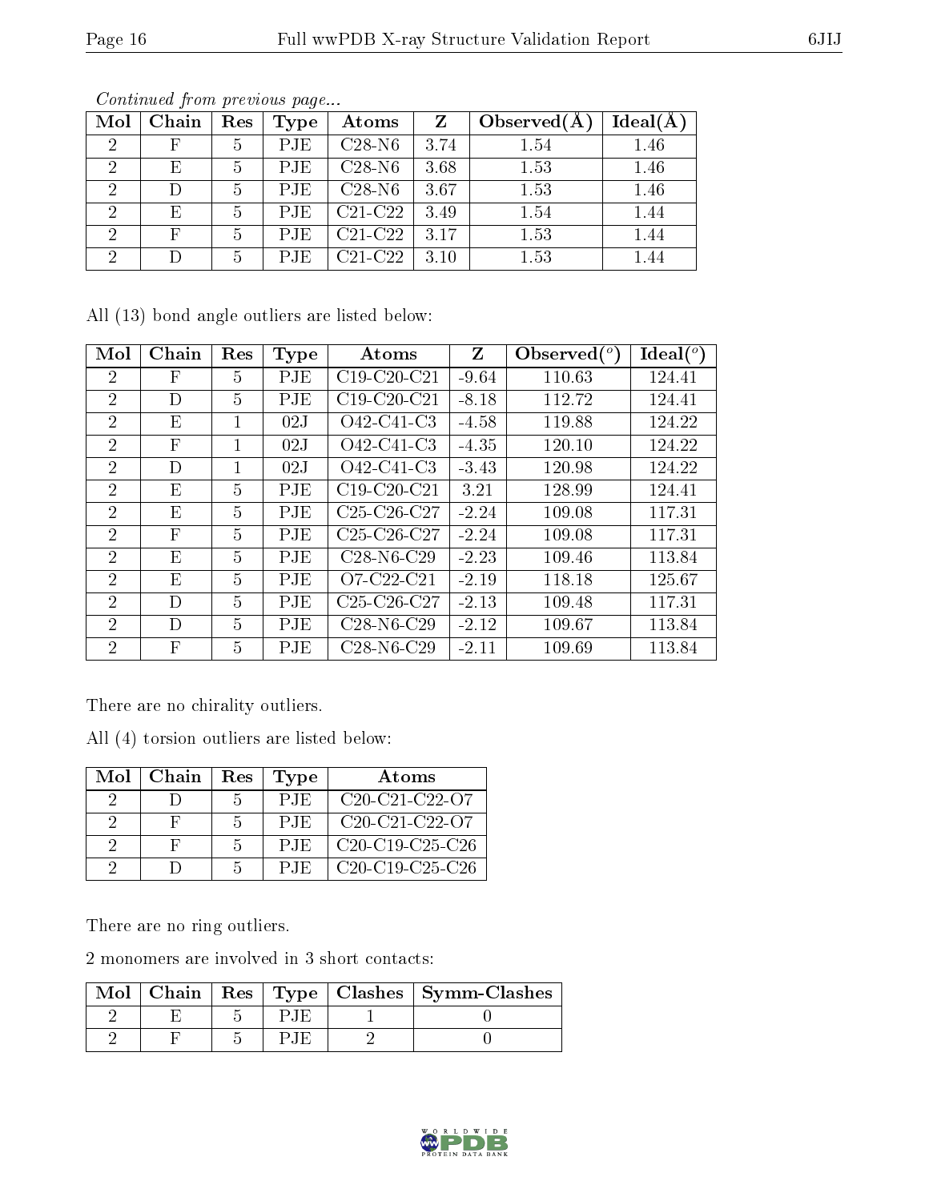*Continued from previous page...*

| Mol | Chain | Res | Type | Atoms | Z | Observed(Å) | Ideal(Å) |
|---|---|---|---|---|---|---|---|
| 2 | F | 5 | PJE | C28-N6 | 3.74 | 1.54 | 1.46 |
| 2 | E | 5 | PJE | C28-N6 | 3.68 | 1.53 | 1.46 |
| 2 | D | 5 | PJE | C28-N6 | 3.67 | 1.53 | 1.46 |
| 2 | E | 5 | PJE | C21-C22 | 3.49 | 1.54 | 1.44 |
| 2 | F | 5 | PJE | C21-C22 | 3.17 | 1.53 | 1.44 |
| 2 | D | 5 | PJE | C21-C22 | 3.10 | 1.53 | 1.44 |

All (13) bond angle outliers are listed below:

| Mol | Chain | Res | Type | Atoms | Z | Observed($^o$) | Ideal($^o$) |
|---|---|---|---|---|---|---|---|
| 2 | F | 5 | PJE | C19-C20-C21 | -9.64 | 110.63 | 124.41 |
| 2 | D | 5 | PJE | C19-C20-C21 | -8.18 | 112.72 | 124.41 |
| 2 | E | 1 | 02J | O42-C41-C3 | -4.58 | 119.88 | 124.22 |
| 2 | F | 1 | 02J | O42-C41-C3 | -4.35 | 120.10 | 124.22 |
| 2 | D | 1 | 02J | O42-C41-C3 | -3.43 | 120.98 | 124.22 |
| 2 | E | 5 | PJE | C19-C20-C21 | 3.21 | 128.99 | 124.41 |
| 2 | E | 5 | PJE | C25-C26-C27 | -2.24 | 109.08 | 117.31 |
| 2 | F | 5 | PJE | C25-C26-C27 | -2.24 | 109.08 | 117.31 |
| 2 | E | 5 | PJE | C28-N6-C29 | -2.23 | 109.46 | 113.84 |
| 2 | E | 5 | PJE | O7-C22-C21 | -2.19 | 118.18 | 125.67 |
| 2 | D | 5 | PJE | C25-C26-C27 | -2.13 | 109.48 | 117.31 |
| 2 | D | 5 | PJE | C28-N6-C29 | -2.12 | 109.67 | 113.84 |
| 2 | F | 5 | PJE | C28-N6-C29 | -2.11 | 109.69 | 113.84 |

There are no chirality outliers.

All (4) torsion outliers are listed below:

| Mol | Chain | Res | Type | Atoms |
|---|---|---|---|---|
| 2 | D | 5 | PJE | C20-C21-C22-O7 |
| 2 | F | 5 | PJE | C20-C21-C22-O7 |
| 2 | F | 5 | PJE | C20-C19-C25-C26 |
| 2 | D | 5 | PJE | C20-C19-C25-C26 |

There are no ring outliers.

2 monomers are involved in 3 short contacts:

| Mol | Chain | Res | Type | Clashes | Symm-Clashes |
|---|---|---|---|---|---|
| 2 | E | 5 | PJE | 1 | 0 |
| 2 | F | 5 | PJE | 2 | 0 |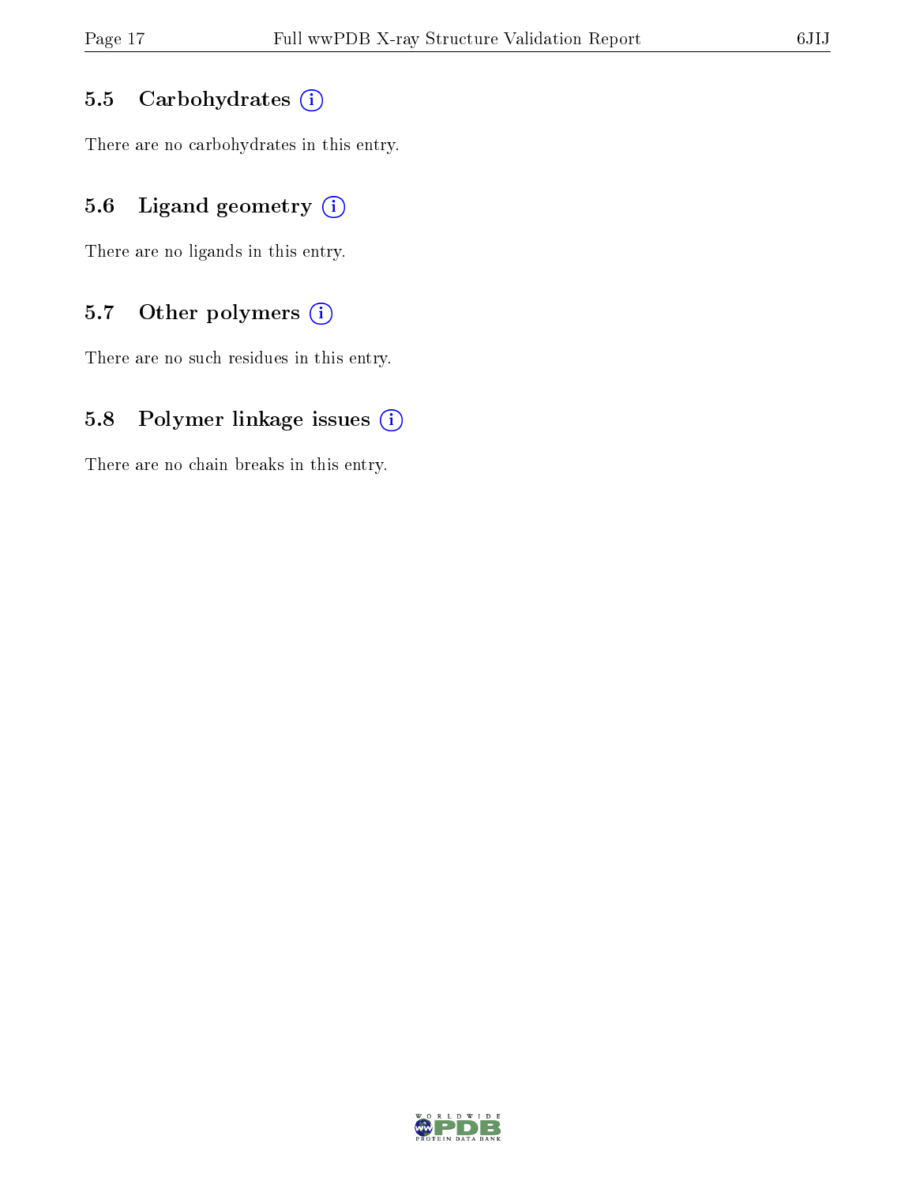### 5.5 Carbohydrates

There are no carbohydrates in this entry.

### 5.6 Ligand geometry

There are no ligands in this entry.

### 5.7 Other polymers

There are no such residues in this entry.

### 5.8 Polymer linkage issues

There are no chain breaks in this entry.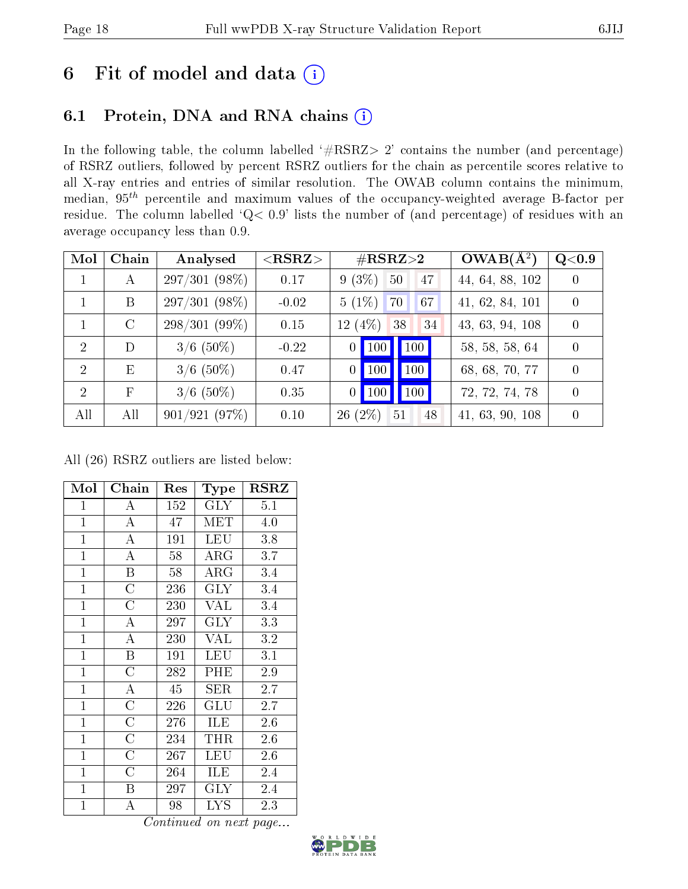# 6 Fit of model and data (i)

## 6.1 Protein, DNA and RNA chains (i)

In the following table, the column labelled '#RSRZ> 2' contains the number (and percentage) of RSRZ outliers, followed by percent RSRZ outliers for the chain as percentile scores relative to all X-ray entries and entries of similar resolution. The OWAB column contains the minimum, median, $95^{th}$ percentile and maximum values of the occupancy-weighted average B-factor per residue. The column labelled 'Q< 0.9' lists the number of (and percentage) of residues with an average occupancy less than 0.9.

| Mol | Chain | Analysed | <RSRZ> | #RSRZ>2 | | | OWAB(Å$^2$) | Q<0.9 |
|---|---|---|---|---|---|---|---|---|
| 1 | A | 297/301 (98%) | 0.17 | 9 (3%) | 50 | 47 | 44, 64, 88, 102 | 0 |
| 1 | B | 297/301 (98%) | -0.02 | 5 (1%) | 70 | 67 | 41, 62, 84, 101 | 0 |
| 1 | C | 298/301 (99%) | 0.15 | 12 (4%) | 38 | 34 | 43, 63, 94, 108 | 0 |
| 2 | D | 3/6 (50%) | -0.22 | 0 | 100 | 100 | 58, 58, 58, 64 | 0 |
| 2 | E | 3/6 (50%) | 0.47 | 0 | 100 | 100 | 68, 68, 70, 77 | 0 |
| 2 | F | 3/6 (50%) | 0.35 | 0 | 100 | 100 | 72, 72, 74, 78 | 0 |
| All | All | 901/921 (97%) | 0.10 | 26 (2%) | 51 | 48 | 41, 63, 90, 108 | 0 |

All (26) RSRZ outliers are listed below:

| Mol | Chain | Res | Type | RSRZ |
|---|---|---|---|---|
| 1 | A | 152 | GLY | 5.1 |
| 1 | A | 47 | MET | 4.0 |
| 1 | A | 191 | LEU | 3.8 |
| 1 | A | 58 | ARG | 3.7 |
| 1 | B | 58 | ARG | 3.4 |
| 1 | C | 236 | GLY | 3.4 |
| 1 | C | 230 | VAL | 3.4 |
| 1 | A | 297 | GLY | 3.3 |
| 1 | A | 230 | VAL | 3.2 |
| 1 | B | 191 | LEU | 3.1 |
| 1 | C | 282 | PHE | 2.9 |
| 1 | A | 45 | SER | 2.7 |
| 1 | C | 226 | GLU | 2.7 |
| 1 | C | 276 | ILE | 2.6 |
| 1 | C | 234 | THR | 2.6 |
| 1 | C | 267 | LEU | 2.6 |
| 1 | C | 264 | ILE | 2.4 |
| 1 | B | 297 | GLY | 2.4 |
| 1 | A | 98 | LYS | 2.3 |

*Continued on next page...*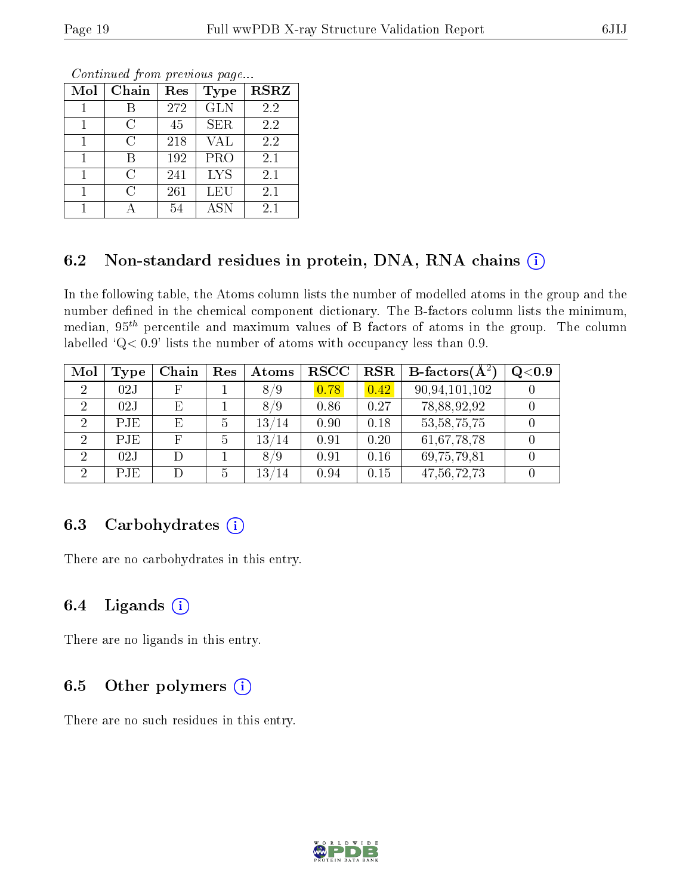*Continued from previous page...*

| Mol | Chain | Res | Type | RSRZ |
|---|---|---|---|---|
| 1 | B | 272 | GLN | 2.2 |
| 1 | C | 45 | SER | 2.2 |
| 1 | C | 218 | VAL | 2.2 |
| 1 | B | 192 | PRO | 2.1 |
| 1 | C | 241 | LYS | 2.1 |
| 1 | C | 261 | LEU | 2.1 |
| 1 | A | 54 | ASN | 2.1 |

## 6.2 Non-standard residues in protein, DNA, RNA chains (i)

In the following table, the Atoms column lists the number of modelled atoms in the group and the number defined in the chemical component dictionary. The B-factors column lists the minimum, median, $95^{th}$ percentile and maximum values of B factors of atoms in the group. The column labelled 'Q< 0.9' lists the number of atoms with occupancy less than 0.9.

| Mol | Type | Chain | Res | Atoms | RSCC | RSR | B-factors($Å^2$) | Q<0.9 |
|---|---|---|---|---|---|---|---|---|
| 2 | 02J | F | 1 | 8/9 | 0.78 | 0.42 | 90,94,101,102 | 0 |
| 2 | 02J | E | 1 | 8/9 | 0.86 | 0.27 | 78,88,92,92 | 0 |
| 2 | PJE | E | 5 | 13/14 | 0.90 | 0.18 | 53,58,75,75 | 0 |
| 2 | PJE | F | 5 | 13/14 | 0.91 | 0.20 | 61,67,78,78 | 0 |
| 2 | 02J | D | 1 | 8/9 | 0.91 | 0.16 | 69,75,79,81 | 0 |
| 2 | PJE | D | 5 | 13/14 | 0.94 | 0.15 | 47,56,72,73 | 0 |

## 6.3 Carbohydrates (i)

There are no carbohydrates in this entry.

## 6.4 Ligands (i)

There are no ligands in this entry.

## 6.5 Other polymers (i)

There are no such residues in this entry.